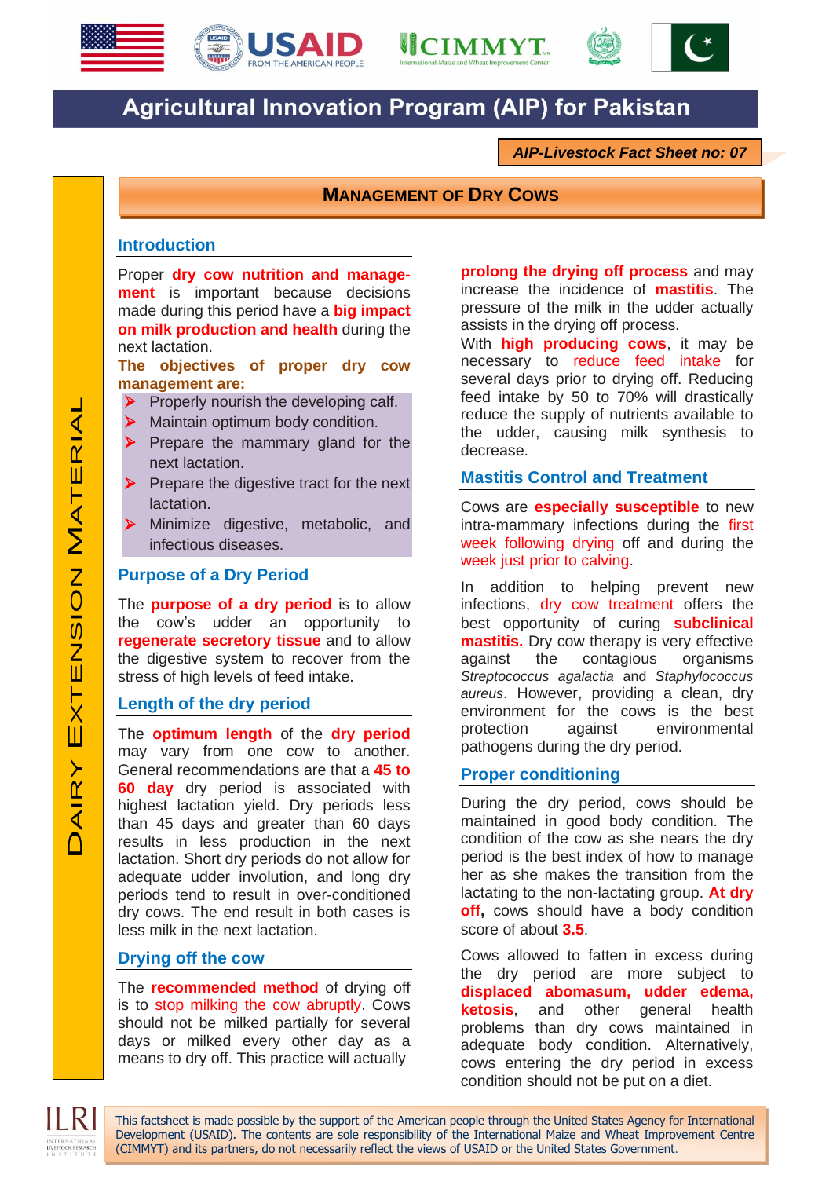# Agricultural Innovation Program (AIP) for Pakistan

***AIP-Livestock Fact Sheet no: 07***

## Management of Dry Cows

DAIRY EXTENSION MATERIAL

### Introduction

Proper **dry cow nutrition and management** is important because decisions made during this period have a **big impact on milk production and health** during the next lactation.

**The objectives of proper dry cow management are:**

- Properly nourish the developing calf.
- Maintain optimum body condition.
- Prepare the mammary gland for the next lactation.
- Prepare the digestive tract for the next lactation.
- Minimize digestive, metabolic, and infectious diseases.

### Purpose of a Dry Period

The **purpose of a dry period** is to allow the cow's udder an opportunity to **regenerate secretory tissue** and to allow the digestive system to recover from the stress of high levels of feed intake.

### Length of the dry period

The **optimum length** of the **dry period** may vary from one cow to another. General recommendations are that a **45 to 60 day** dry period is associated with highest lactation yield. Dry periods less than 45 days and greater than 60 days results in less production in the next lactation. Short dry periods do not allow for adequate udder involution, and long dry periods tend to result in over-conditioned dry cows. The end result in both cases is less milk in the next lactation.

### Drying off the cow

The **recommended method** of drying off is to stop milking the cow abruptly. Cows should not be milked partially for several days or milked every other day as a means to dry off. This practice will actually **prolong the drying off process** and may increase the incidence of **mastitis**. The pressure of the milk in the udder actually assists in the drying off process.

With **high producing cows**, it may be necessary to reduce feed intake for several days prior to drying off. Reducing feed intake by 50 to 70% will drastically reduce the supply of nutrients available to the udder, causing milk synthesis to decrease.

### Mastitis Control and Treatment

Cows are **especially susceptible** to new intra-mammary infections during the first week following drying off and during the week just prior to calving.

In addition to helping prevent new infections, dry cow treatment offers the best opportunity of curing **subclinical mastitis.** Dry cow therapy is very effective against the contagious organisms *Streptococcus agalactia* and *Staphylococcus aureus*. However, providing a clean, dry environment for the cows is the best protection against environmental pathogens during the dry period.

### Proper conditioning

During the dry period, cows should be maintained in good body condition. The condition of the cow as she nears the dry period is the best index of how to manage her as she makes the transition from the lactating to the non-lactating group. **At dry off,** cows should have a body condition score of about **3.5**.

Cows allowed to fatten in excess during the dry period are more subject to **displaced abomasum, udder edema, ketosis**, and other general health problems than dry cows maintained in adequate body condition. Alternatively, cows entering the dry period in excess condition should not be put on a diet.

This factsheet is made possible by the support of the American people through the United States Agency for International Development (USAID). The contents are sole responsibility of the International Maize and Wheat Improvement Centre (CIMMYT) and its partners, do not necessarily reflect the views of USAID or the United States Government.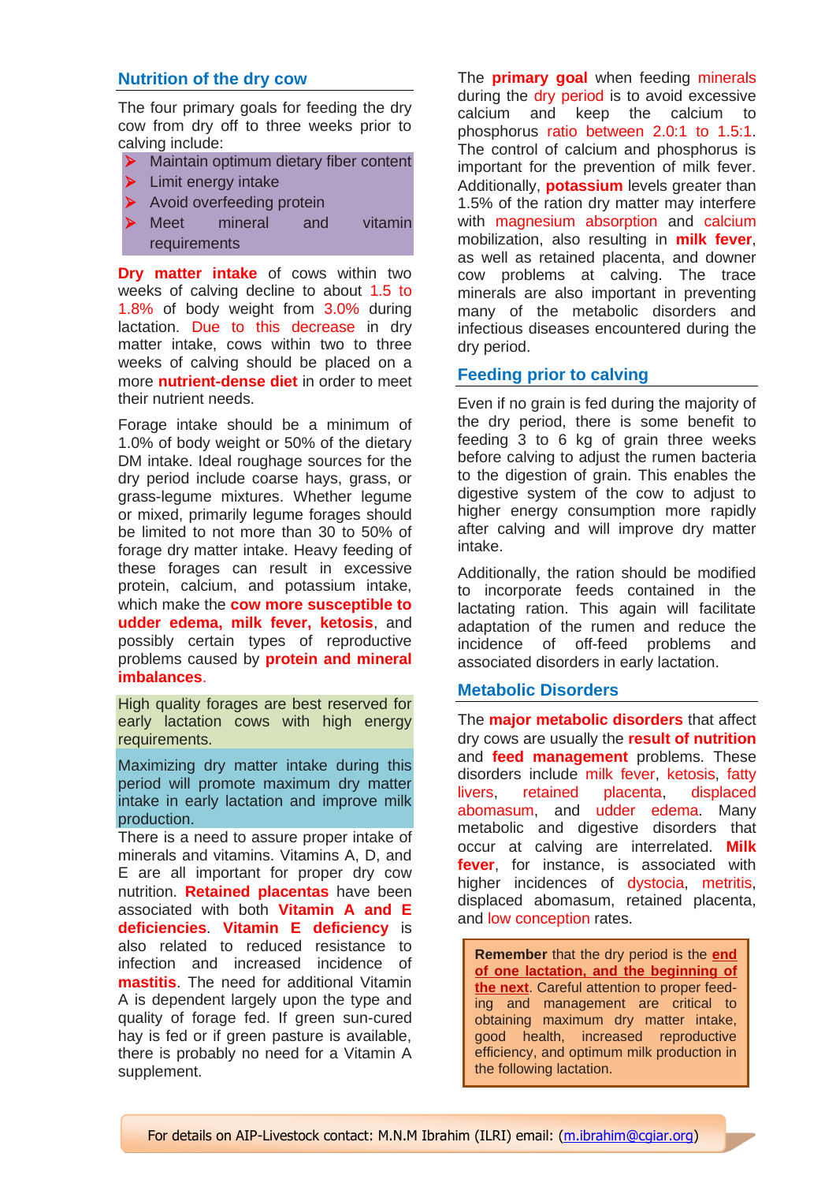## Nutrition of the dry cow

The four primary goals for feeding the dry cow from dry off to three weeks prior to calving include:

- Maintain optimum dietary fiber content
- Limit energy intake
- Avoid overfeeding protein
- Meet mineral and vitamin requirements

**Dry matter intake** of cows within two weeks of calving decline to about 1.5 to 1.8% of body weight from 3.0% during lactation. Due to this decrease in dry matter intake, cows within two to three weeks of calving should be placed on a more **nutrient-dense diet** in order to meet their nutrient needs.

Forage intake should be a minimum of 1.0% of body weight or 50% of the dietary DM intake. Ideal roughage sources for the dry period include coarse hays, grass, or grass-legume mixtures. Whether legume or mixed, primarily legume forages should be limited to not more than 30 to 50% of forage dry matter intake. Heavy feeding of these forages can result in excessive protein, calcium, and potassium intake, which make the **cow more susceptible to udder edema, milk fever, ketosis**, and possibly certain types of reproductive problems caused by **protein and mineral imbalances**.

High quality forages are best reserved for early lactation cows with high energy requirements.

Maximizing dry matter intake during this period will promote maximum dry matter intake in early lactation and improve milk production.

There is a need to assure proper intake of minerals and vitamins. Vitamins A, D, and E are all important for proper dry cow nutrition. **Retained placentas** have been associated with both **Vitamin A and E deficiencies**. **Vitamin E deficiency** is also related to reduced resistance to infection and increased incidence of **mastitis**. The need for additional Vitamin A is dependent largely upon the type and quality of forage fed. If green sun-cured hay is fed or if green pasture is available, there is probably no need for a Vitamin A supplement.

The **primary goal** when feeding minerals during the dry period is to avoid excessive calcium and keep the calcium to phosphorus ratio between 2.0:1 to 1.5:1. The control of calcium and phosphorus is important for the prevention of milk fever. Additionally, **potassium** levels greater than 1.5% of the ration dry matter may interfere with magnesium absorption and calcium mobilization, also resulting in **milk fever**, as well as retained placenta, and downer cow problems at calving. The trace minerals are also important in preventing many of the metabolic disorders and infectious diseases encountered during the dry period.

## Feeding prior to calving

Even if no grain is fed during the majority of the dry period, there is some benefit to feeding 3 to 6 kg of grain three weeks before calving to adjust the rumen bacteria to the digestion of grain. This enables the digestive system of the cow to adjust to higher energy consumption more rapidly after calving and will improve dry matter intake.

Additionally, the ration should be modified to incorporate feeds contained in the lactating ration. This again will facilitate adaptation of the rumen and reduce the incidence of off-feed problems and associated disorders in early lactation.

## Metabolic Disorders

The **major metabolic disorders** that affect dry cows are usually the **result of nutrition** and **feed management** problems. These disorders include milk fever, ketosis, fatty livers, retained placenta, displaced abomasum, and udder edema. Many metabolic and digestive disorders that occur at calving are interrelated. **Milk fever**, for instance, is associated with higher incidences of dystocia, metritis, displaced abomasum, retained placenta, and low conception rates.

**Remember** that the dry period is the **end of one lactation, and the beginning of the next**. Careful attention to proper feeding and management are critical to obtaining maximum dry matter intake, good health, increased reproductive efficiency, and optimum milk production in the following lactation.

For details on AIP-Livestock contact: M.N.M Ibrahim (ILRI) email: (m.ibrahim@cgiar.org)